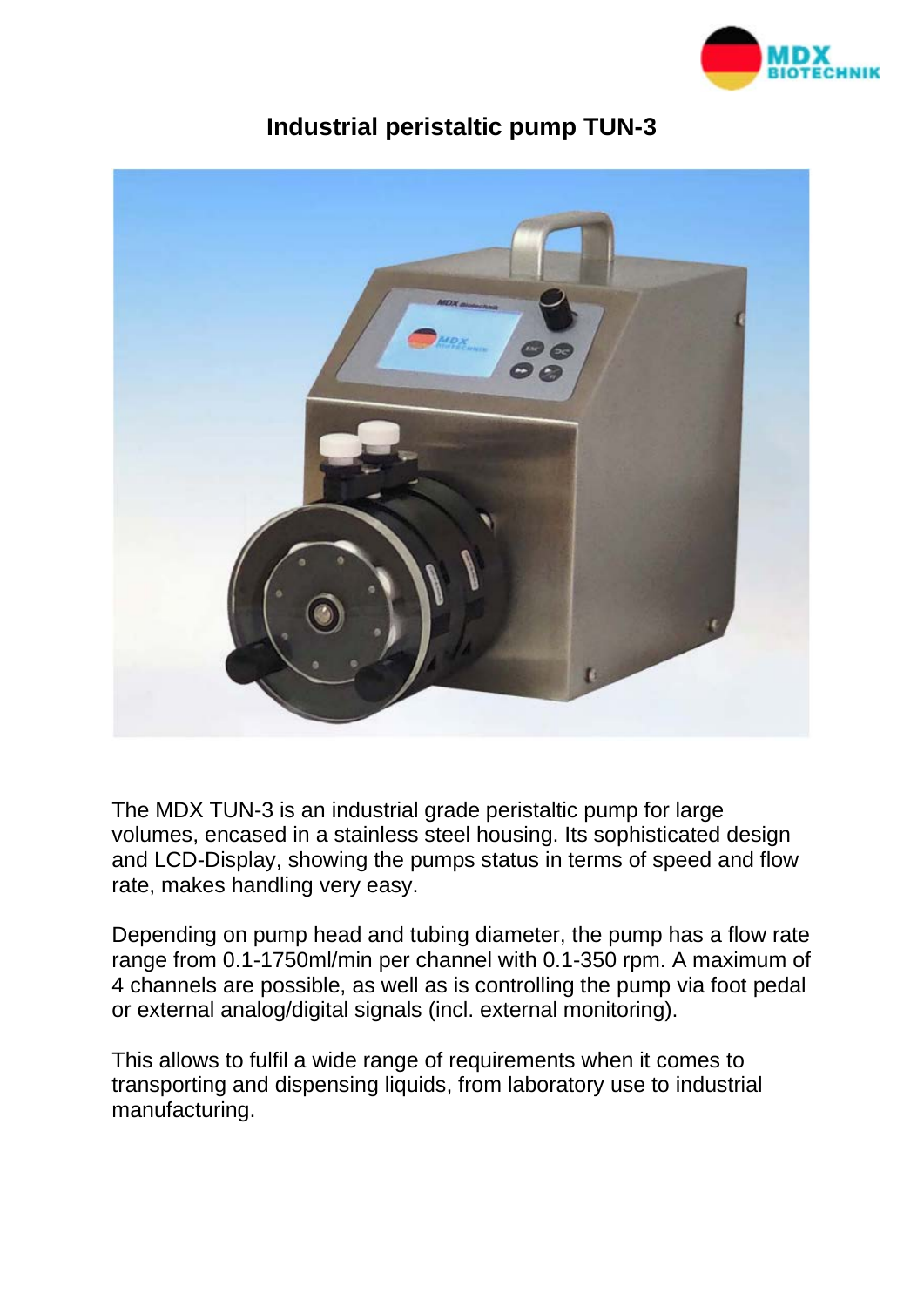# Industrial peristaltic pump TUN-3

The MDX TUN-3 is an industrial grade peristaltic pump for large volumes, encased in a stainless steel housing. Its sophisticated design and LCD-Display, showing the pumps status in terms of speed and flow rate, makes handling very easy.

Depending on pump head and tubing diameter, the pump has a flow rate range from 0.1-1750ml/min per channel with 0.1-350 rpm. A maximum of 4 channels are possible, as well as is controlling the pump via foot pedal or external analog/digital signals (incl. external monitoring).

This allows to fulfil a wide range of requirements when it comes to transporting and dispensing liquids, from laboratory use to industrial manufacturing.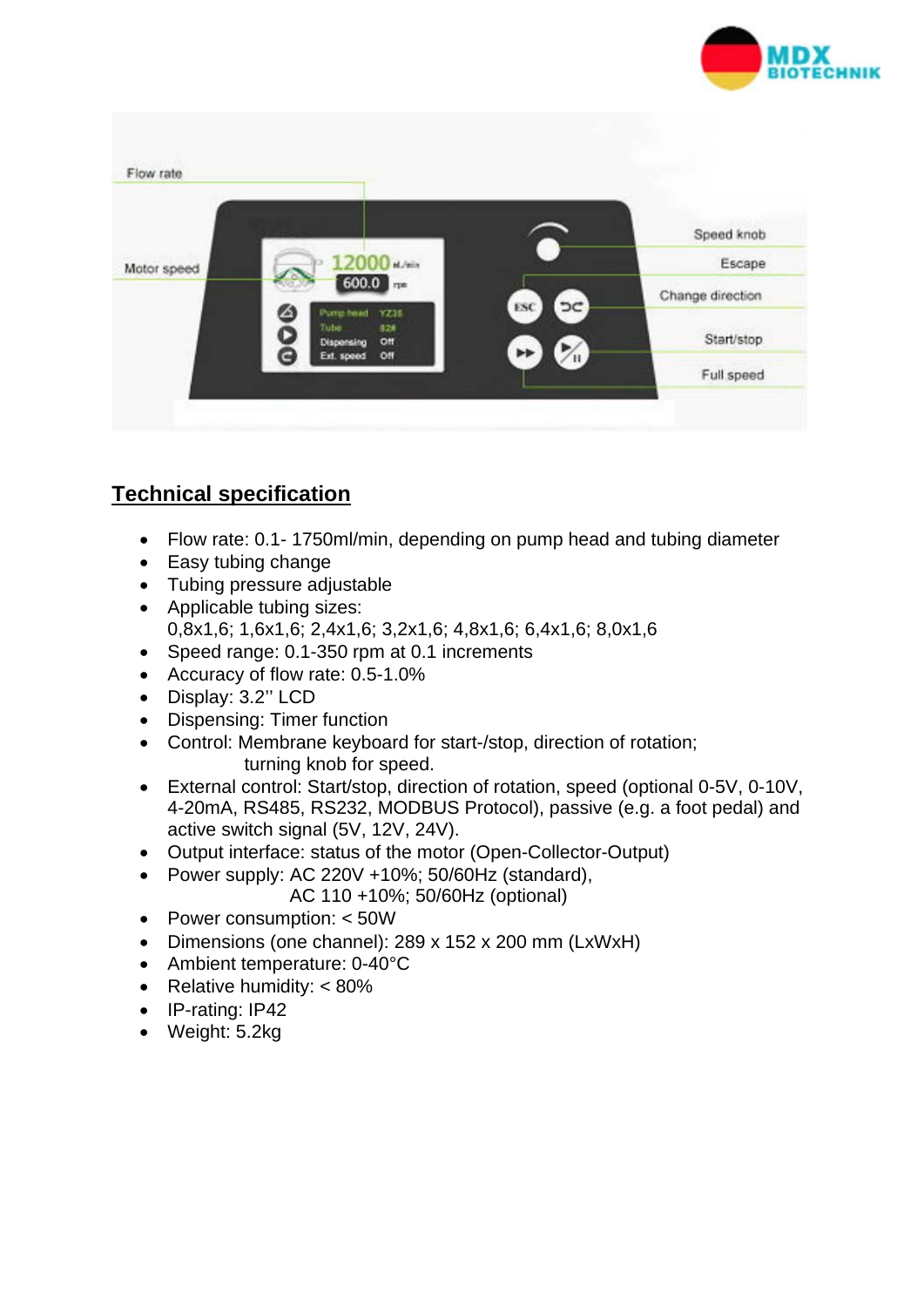Flow rate

Motor speed

Speed knob

Escape

Change direction

Start/stop

Full speed

## Technical specification

- Flow rate: 0.1- 1750ml/min, depending on pump head and tubing diameter
- Easy tubing change
- Tubing pressure adjustable
- Applicable tubing sizes:
  0,8x1,6; 1,6x1,6; 2,4x1,6; 3,2x1,6; 4,8x1,6; 6,4x1,6; 8,0x1,6
- Speed range: 0.1-350 rpm at 0.1 increments
- Accuracy of flow rate: 0.5-1.0%
- Display: 3.2'' LCD
- Dispensing: Timer function
- Control: Membrane keyboard for start-/stop, direction of rotation;
  turning knob for speed.
- External control: Start/stop, direction of rotation, speed (optional 0-5V, 0-10V, 4-20mA, RS485, RS232, MODBUS Protocol), passive (e.g. a foot pedal) and active switch signal (5V, 12V, 24V).
- Output interface: status of the motor (Open-Collector-Output)
- Power supply: AC 220V +10%; 50/60Hz (standard),
  AC 110 +10%; 50/60Hz (optional)
- Power consumption: < 50W
- Dimensions (one channel): 289 x 152 x 200 mm (LxWxH)
- Ambient temperature: 0-40°C
- Relative humidity: < 80%
- IP-rating: IP42
- Weight: 5.2kg